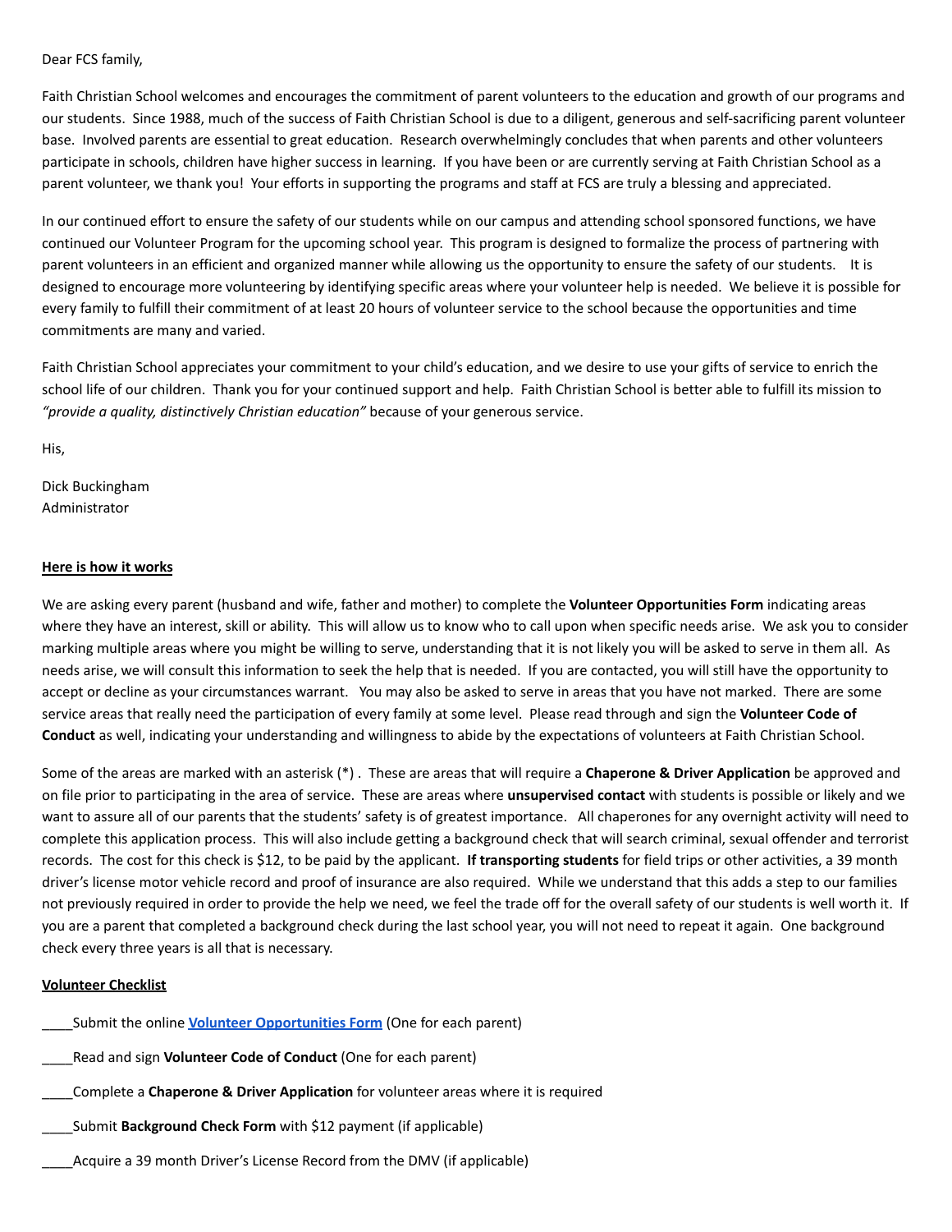Dear FCS family,

Faith Christian School welcomes and encourages the commitment of parent volunteers to the education and growth of our programs and our students. Since 1988, much of the success of Faith Christian School is due to a diligent, generous and self-sacrificing parent volunteer base. Involved parents are essential to great education. Research overwhelmingly concludes that when parents and other volunteers participate in schools, children have higher success in learning. If you have been or are currently serving at Faith Christian School as a parent volunteer, we thank you! Your efforts in supporting the programs and staff at FCS are truly a blessing and appreciated.

In our continued effort to ensure the safety of our students while on our campus and attending school sponsored functions, we have continued our Volunteer Program for the upcoming school year. This program is designed to formalize the process of partnering with parent volunteers in an efficient and organized manner while allowing us the opportunity to ensure the safety of our students. It is designed to encourage more volunteering by identifying specific areas where your volunteer help is needed. We believe it is possible for every family to fulfill their commitment of at least 20 hours of volunteer service to the school because the opportunities and time commitments are many and varied.

Faith Christian School appreciates your commitment to your child's education, and we desire to use your gifts of service to enrich the school life of our children. Thank you for your continued support and help. Faith Christian School is better able to fulfill its mission to *"provide a quality, distinctively Christian education"* because of your generous service.

His,

Dick Buckingham
Administrator

**Here is how it works**

We are asking every parent (husband and wife, father and mother) to complete the **Volunteer Opportunities Form** indicating areas where they have an interest, skill or ability. This will allow us to know who to call upon when specific needs arise. We ask you to consider marking multiple areas where you might be willing to serve, understanding that it is not likely you will be asked to serve in them all. As needs arise, we will consult this information to seek the help that is needed. If you are contacted, you will still have the opportunity to accept or decline as your circumstances warrant. You may also be asked to serve in areas that you have not marked. There are some service areas that really need the participation of every family at some level. Please read through and sign the **Volunteer Code of Conduct** as well, indicating your understanding and willingness to abide by the expectations of volunteers at Faith Christian School.

Some of the areas are marked with an asterisk (*) . These are areas that will require a **Chaperone & Driver Application** be approved and on file prior to participating in the area of service. These are areas where **unsupervised contact** with students is possible or likely and we want to assure all of our parents that the students' safety is of greatest importance. All chaperones for any overnight activity will need to complete this application process. This will also include getting a background check that will search criminal, sexual offender and terrorist records. The cost for this check is $12, to be paid by the applicant. **If transporting students** for field trips or other activities, a 39 month driver's license motor vehicle record and proof of insurance are also required. While we understand that this adds a step to our families not previously required in order to provide the help we need, we feel the trade off for the overall safety of our students is well worth it. If you are a parent that completed a background check during the last school year, you will not need to repeat it again. One background check every three years is all that is necessary.

**Volunteer Checklist**

____Submit the online **Volunteer Opportunities Form** (One for each parent)

____Read and sign **Volunteer Code of Conduct** (One for each parent)

____Complete a **Chaperone & Driver Application** for volunteer areas where it is required

____Submit **Background Check Form** with $12 payment (if applicable)

____Acquire a 39 month Driver's License Record from the DMV (if applicable)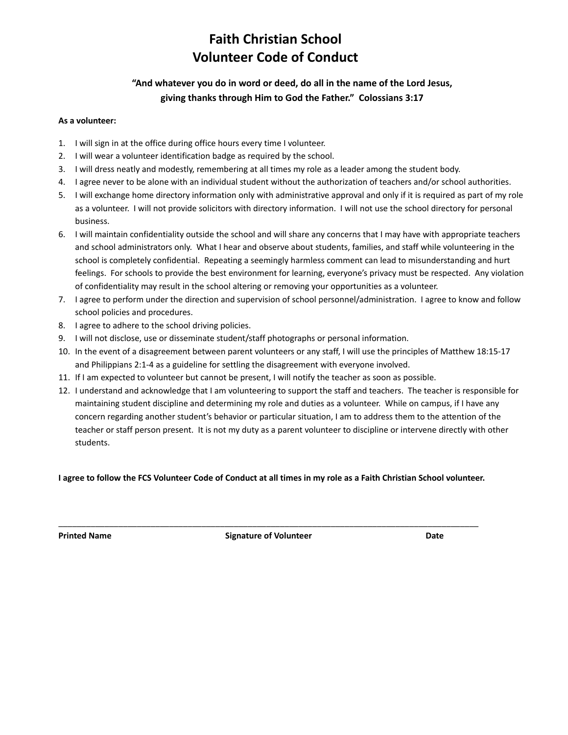# Faith Christian School
# Volunteer Code of Conduct

### "And whatever you do in word or deed, do all in the name of the Lord Jesus, giving thanks through Him to God the Father." Colossians 3:17

**As a volunteer:**

1. I will sign in at the office during office hours every time I volunteer.
2. I will wear a volunteer identification badge as required by the school.
3. I will dress neatly and modestly, remembering at all times my role as a leader among the student body.
4. I agree never to be alone with an individual student without the authorization of teachers and/or school authorities.
5. I will exchange home directory information only with administrative approval and only if it is required as part of my role as a volunteer. I will not provide solicitors with directory information. I will not use the school directory for personal business.
6. I will maintain confidentiality outside the school and will share any concerns that I may have with appropriate teachers and school administrators only. What I hear and observe about students, families, and staff while volunteering in the school is completely confidential. Repeating a seemingly harmless comment can lead to misunderstanding and hurt feelings. For schools to provide the best environment for learning, everyone's privacy must be respected. Any violation of confidentiality may result in the school altering or removing your opportunities as a volunteer.
7. I agree to perform under the direction and supervision of school personnel/administration. I agree to know and follow school policies and procedures.
8. I agree to adhere to the school driving policies.
9. I will not disclose, use or disseminate student/staff photographs or personal information.
10. In the event of a disagreement between parent volunteers or any staff, I will use the principles of Matthew 18:15-17 and Philippians 2:1-4 as a guideline for settling the disagreement with everyone involved.
11. If I am expected to volunteer but cannot be present, I will notify the teacher as soon as possible.
12. I understand and acknowledge that I am volunteering to support the staff and teachers. The teacher is responsible for maintaining student discipline and determining my role and duties as a volunteer. While on campus, if I have any concern regarding another student's behavior or particular situation, I am to address them to the attention of the teacher or staff person present. It is not my duty as a parent volunteer to discipline or intervene directly with other students.

**I agree to follow the FCS Volunteer Code of Conduct at all times in my role as a Faith Christian School volunteer.**

\_\_\_\_\_\_\_\_\_\_\_\_\_\_\_\_\_\_\_\_\_\_\_\_\_\_\_\_\_\_\_\_\_\_\_\_\_\_\_\_\_\_\_\_\_\_\_\_\_\_\_\_\_\_\_\_\_\_\_\_\_\_\_\_\_\_\_\_\_\_\_\_\_\_\_\_\_\_

**Printed Name** **Signature of Volunteer** **Date**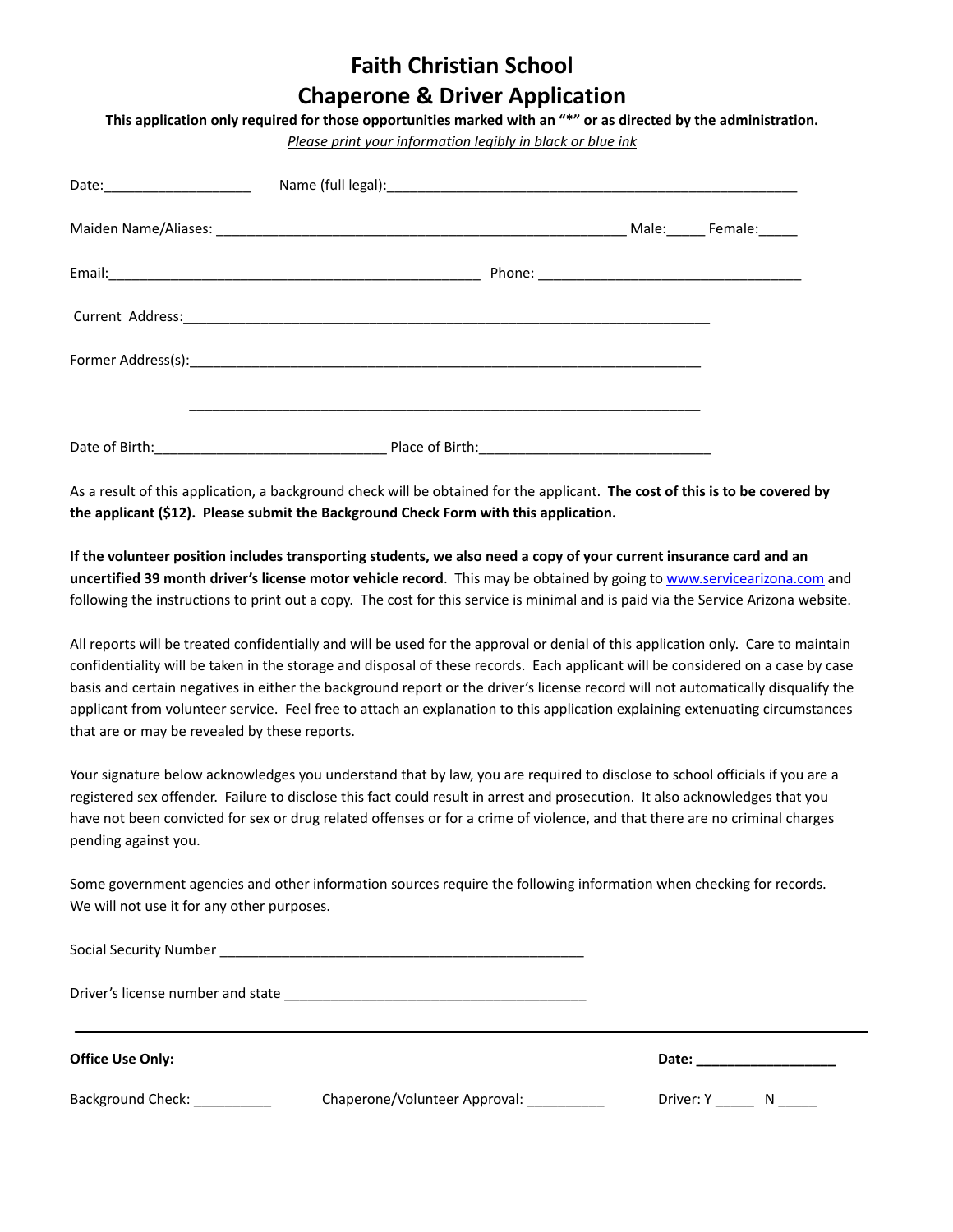# Faith Christian School
# Chaperone & Driver Application

**This application only required for those opportunities marked with an "*" or as directed by the administration.**

*Please print your information legibly in black or blue ink*

Date:___________________ Name (full legal):_____________________________________________________

Maiden Name/Aliases: _____________________________________________________ Male:_____ Female:_____

Email:_________________________________________________ Phone: __________________________________

Current Address:_____________________________________________________________________

Former Address(s):___________________________________________________________________

___________________________________________________________________

Date of Birth:______________________________ Place of Birth:______________________________

As a result of this application, a background check will be obtained for the applicant. **The cost of this is to be covered by the applicant ($12). Please submit the Background Check Form with this application.**

**If the volunteer position includes transporting students, we also need a copy of your current insurance card and an uncertified 39 month driver's license motor vehicle record**. This may be obtained by going to [www.servicearizona.com](http://www.servicearizona.com) and following the instructions to print out a copy. The cost for this service is minimal and is paid via the Service Arizona website.

All reports will be treated confidentially and will be used for the approval or denial of this application only. Care to maintain confidentiality will be taken in the storage and disposal of these records. Each applicant will be considered on a case by case basis and certain negatives in either the background report or the driver's license record will not automatically disqualify the applicant from volunteer service. Feel free to attach an explanation to this application explaining extenuating circumstances that are or may be revealed by these reports.

Your signature below acknowledges you understand that by law, you are required to disclose to school officials if you are a registered sex offender. Failure to disclose this fact could result in arrest and prosecution. It also acknowledges that you have not been convicted for sex or drug related offenses or for a crime of violence, and that there are no criminal charges pending against you.

Some government agencies and other information sources require the following information when checking for records. We will not use it for any other purposes.

Social Security Number ________________________________________________

Driver's license number and state ________________________________________

---

**Office Use Only:** **Date: ___________________**

Background Check: __________ Chaperone/Volunteer Approval: __________ Driver: Y _____ N _____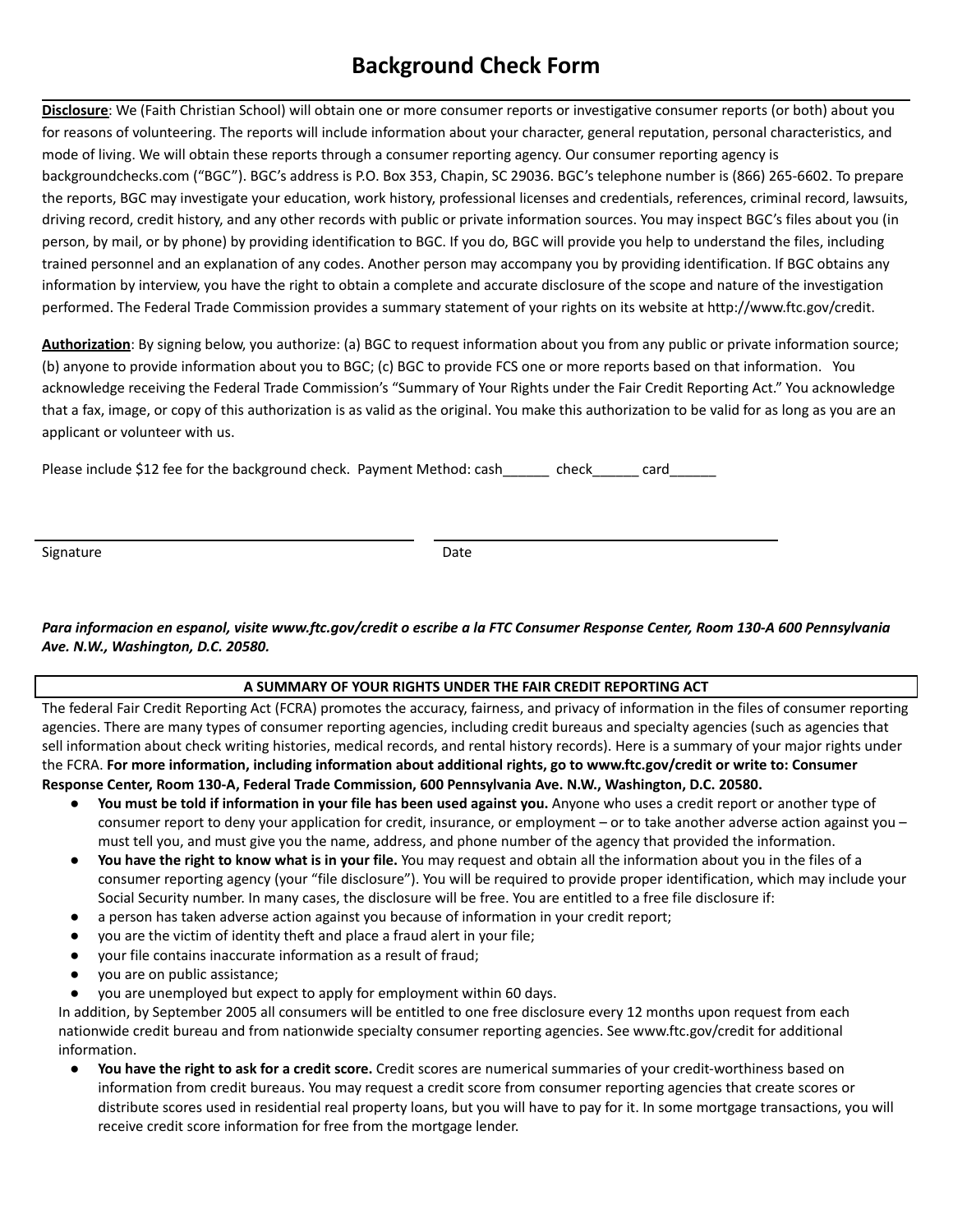# Background Check Form

**Disclosure**: We (Faith Christian School) will obtain one or more consumer reports or investigative consumer reports (or both) about you for reasons of volunteering. The reports will include information about your character, general reputation, personal characteristics, and mode of living. We will obtain these reports through a consumer reporting agency. Our consumer reporting agency is backgroundchecks.com ("BGC"). BGC's address is P.O. Box 353, Chapin, SC 29036. BGC's telephone number is (866) 265-6602. To prepare the reports, BGC may investigate your education, work history, professional licenses and credentials, references, criminal record, lawsuits, driving record, credit history, and any other records with public or private information sources. You may inspect BGC's files about you (in person, by mail, or by phone) by providing identification to BGC. If you do, BGC will provide you help to understand the files, including trained personnel and an explanation of any codes. Another person may accompany you by providing identification. If BGC obtains any information by interview, you have the right to obtain a complete and accurate disclosure of the scope and nature of the investigation performed. The Federal Trade Commission provides a summary statement of your rights on its website at http://www.ftc.gov/credit.

**Authorization**: By signing below, you authorize: (a) BGC to request information about you from any public or private information source; (b) anyone to provide information about you to BGC; (c) BGC to provide FCS one or more reports based on that information. You acknowledge receiving the Federal Trade Commission's "Summary of Your Rights under the Fair Credit Reporting Act." You acknowledge that a fax, image, or copy of this authorization is as valid as the original. You make this authorization to be valid for as long as you are an applicant or volunteer with us.

Please include $12 fee for the background check. Payment Method: cash______ check______ card______

Signature ______________________________ Date ______________________________

***Para informacion en espanol, visite www.ftc.gov/credit o escribe a la FTC Consumer Response Center, Room 130-A 600 Pennsylvania Ave. N.W., Washington, D.C. 20580.***

**A SUMMARY OF YOUR RIGHTS UNDER THE FAIR CREDIT REPORTING ACT**

The federal Fair Credit Reporting Act (FCRA) promotes the accuracy, fairness, and privacy of information in the files of consumer reporting agencies. There are many types of consumer reporting agencies, including credit bureaus and specialty agencies (such as agencies that sell information about check writing histories, medical records, and rental history records). Here is a summary of your major rights under the FCRA. **For more information, including information about additional rights, go to www.ftc.gov/credit or write to: Consumer Response Center, Room 130-A, Federal Trade Commission, 600 Pennsylvania Ave. N.W., Washington, D.C. 20580.**

- **You must be told if information in your file has been used against you.** Anyone who uses a credit report or another type of consumer report to deny your application for credit, insurance, or employment – or to take another adverse action against you – must tell you, and must give you the name, address, and phone number of the agency that provided the information.
- **You have the right to know what is in your file.** You may request and obtain all the information about you in the files of a consumer reporting agency (your "file disclosure"). You will be required to provide proper identification, which may include your Social Security number. In many cases, the disclosure will be free. You are entitled to a free file disclosure if:
- a person has taken adverse action against you because of information in your credit report;
- you are the victim of identity theft and place a fraud alert in your file;
- your file contains inaccurate information as a result of fraud;
- you are on public assistance;
- you are unemployed but expect to apply for employment within 60 days.

In addition, by September 2005 all consumers will be entitled to one free disclosure every 12 months upon request from each nationwide credit bureau and from nationwide specialty consumer reporting agencies. See www.ftc.gov/credit for additional information.

- **You have the right to ask for a credit score.** Credit scores are numerical summaries of your credit-worthiness based on information from credit bureaus. You may request a credit score from consumer reporting agencies that create scores or distribute scores used in residential real property loans, but you will have to pay for it. In some mortgage transactions, you will receive credit score information for free from the mortgage lender.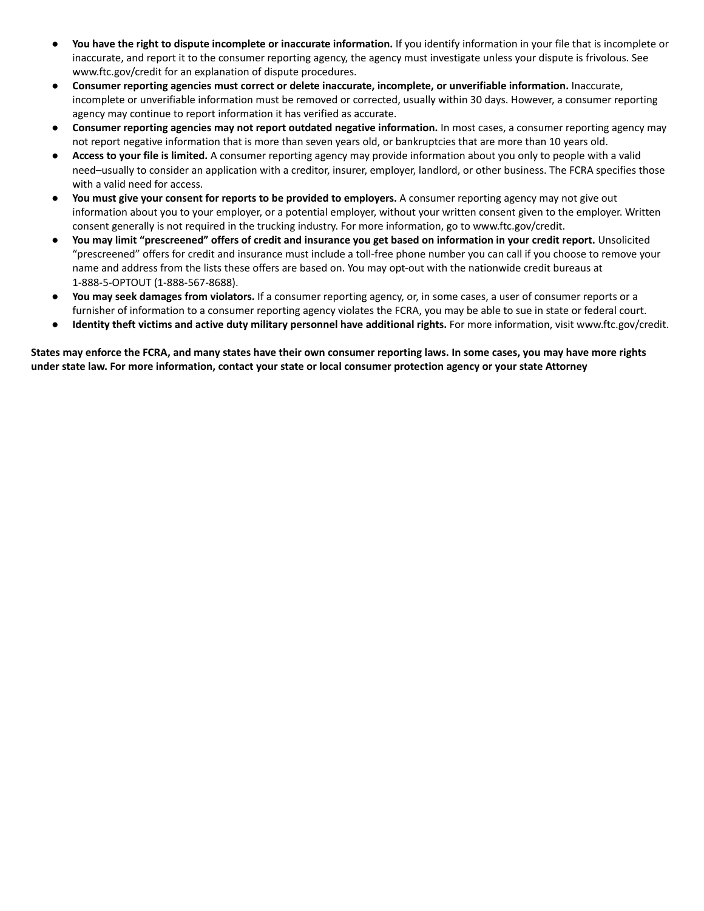- **You have the right to dispute incomplete or inaccurate information.** If you identify information in your file that is incomplete or inaccurate, and report it to the consumer reporting agency, the agency must investigate unless your dispute is frivolous. See www.ftc.gov/credit for an explanation of dispute procedures.
- **Consumer reporting agencies must correct or delete inaccurate, incomplete, or unverifiable information.** Inaccurate, incomplete or unverifiable information must be removed or corrected, usually within 30 days. However, a consumer reporting agency may continue to report information it has verified as accurate.
- **Consumer reporting agencies may not report outdated negative information.** In most cases, a consumer reporting agency may not report negative information that is more than seven years old, or bankruptcies that are more than 10 years old.
- **Access to your file is limited.** A consumer reporting agency may provide information about you only to people with a valid need–usually to consider an application with a creditor, insurer, employer, landlord, or other business. The FCRA specifies those with a valid need for access.
- **You must give your consent for reports to be provided to employers.** A consumer reporting agency may not give out information about you to your employer, or a potential employer, without your written consent given to the employer. Written consent generally is not required in the trucking industry. For more information, go to www.ftc.gov/credit.
- **You may limit "prescreened" offers of credit and insurance you get based on information in your credit report.** Unsolicited "prescreened" offers for credit and insurance must include a toll-free phone number you can call if you choose to remove your name and address from the lists these offers are based on. You may opt-out with the nationwide credit bureaus at 1-888-5-OPTOUT (1-888-567-8688).
- **You may seek damages from violators.** If a consumer reporting agency, or, in some cases, a user of consumer reports or a furnisher of information to a consumer reporting agency violates the FCRA, you may be able to sue in state or federal court.
- **Identity theft victims and active duty military personnel have additional rights.** For more information, visit www.ftc.gov/credit.

**States may enforce the FCRA, and many states have their own consumer reporting laws. In some cases, you may have more rights under state law. For more information, contact your state or local consumer protection agency or your state Attorney**